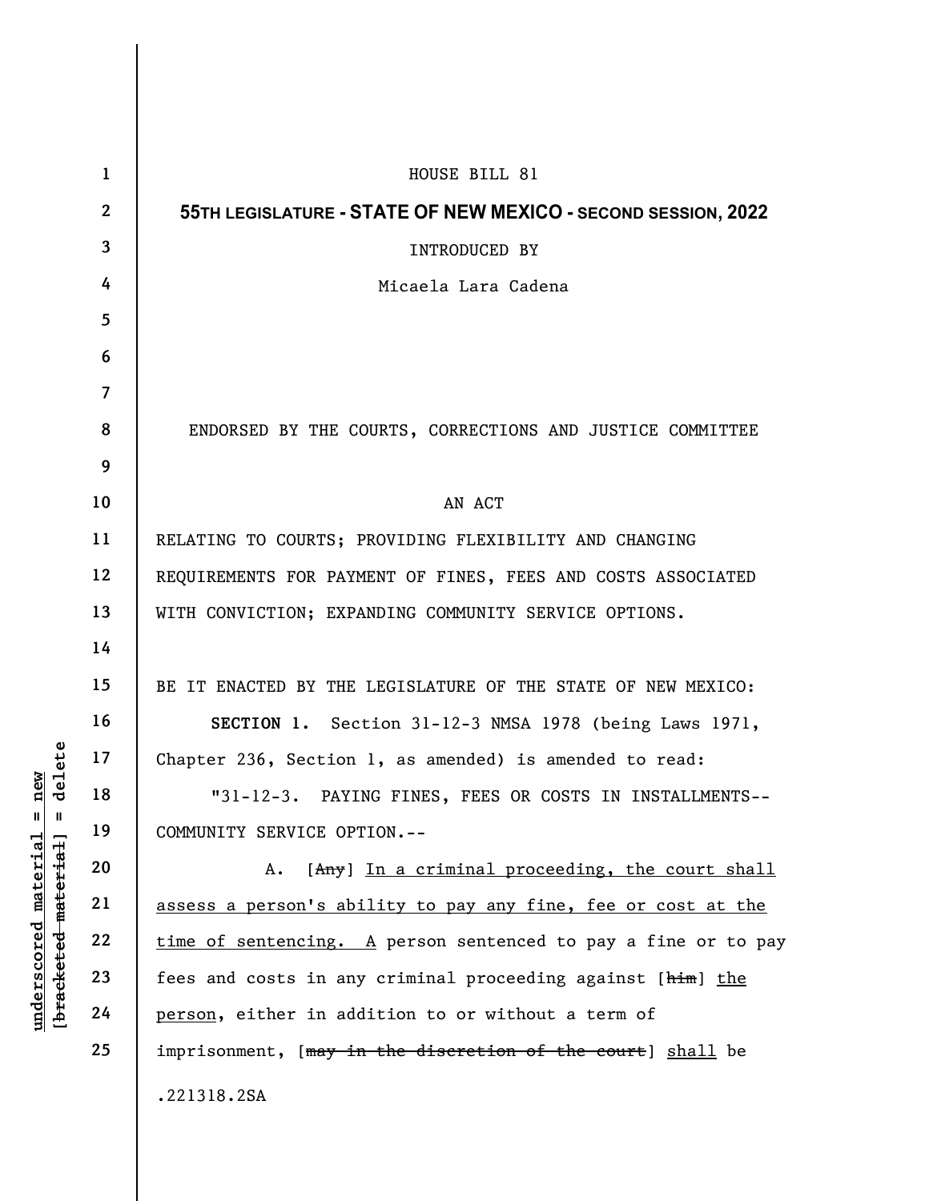HOUSE BILL 81

**55TH LEGISLATURE - STATE OF NEW MEXICO - SECOND SESSION, 2022**

INTRODUCED BY

Micaela Lara Cadena

ENDORSED BY THE COURTS, CORRECTIONS AND JUSTICE COMMITTEE

AN ACT

RELATING TO COURTS; PROVIDING FLEXIBILITY AND CHANGING REQUIREMENTS FOR PAYMENT OF FINES, FEES AND COSTS ASSOCIATED WITH CONVICTION; EXPANDING COMMUNITY SERVICE OPTIONS.

BE IT ENACTED BY THE LEGISLATURE OF THE STATE OF NEW MEXICO:

**SECTION 1.** Section 31-12-3 NMSA 1978 (being Laws 1971, Chapter 236, Section 1, as amended) is amended to read:

"31-12-3. PAYING FINES, FEES OR COSTS IN INSTALLMENTS--COMMUNITY SERVICE OPTION.--

A. [~~Any~~] <u>In a criminal proceeding, the court shall assess a person's ability to pay any fine, fee or cost at the time of sentencing. A</u> person sentenced to pay a fine or to pay fees and costs in any criminal proceeding against [~~him~~] <u>the person</u>, either in addition to or without a term of imprisonment, [~~may in the discretion of the court~~] <u>shall</u> be

.221318.2SA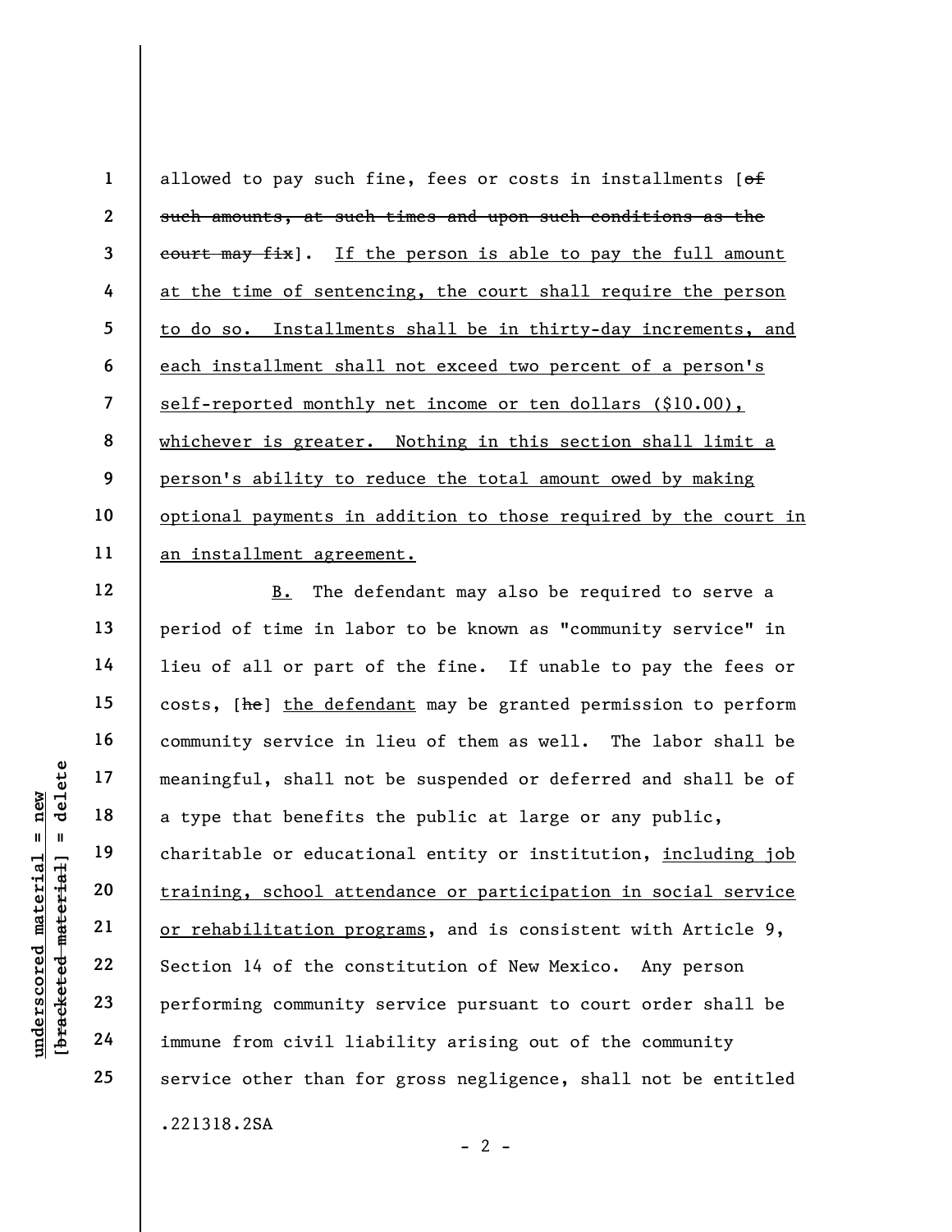allowed to pay such fine, fees or costs in installments [~~of such amounts, at such times and upon such conditions as the court may fix~~]. <u>If the person is able to pay the full amount at the time of sentencing, the court shall require the person to do so. Installments shall be in thirty-day increments, and each installment shall not exceed two percent of a person's self-reported monthly net income or ten dollars ($10.00), whichever is greater. Nothing in this section shall limit a person's ability to reduce the total amount owed by making optional payments in addition to those required by the court in an installment agreement.</u>

<u>B.</u> The defendant may also be required to serve a period of time in labor to be known as "community service" in lieu of all or part of the fine. If unable to pay the fees or costs, [~~he~~] <u>the defendant</u> may be granted permission to perform community service in lieu of them as well. The labor shall be meaningful, shall not be suspended or deferred and shall be of a type that benefits the public at large or any public, charitable or educational entity or institution, <u>including job training, school attendance or participation in social service or rehabilitation programs</u>, and is consistent with Article 9, Section 14 of the constitution of New Mexico. Any person performing community service pursuant to court order shall be immune from civil liability arising out of the community service other than for gross negligence, shall not be entitled

.221318.2SA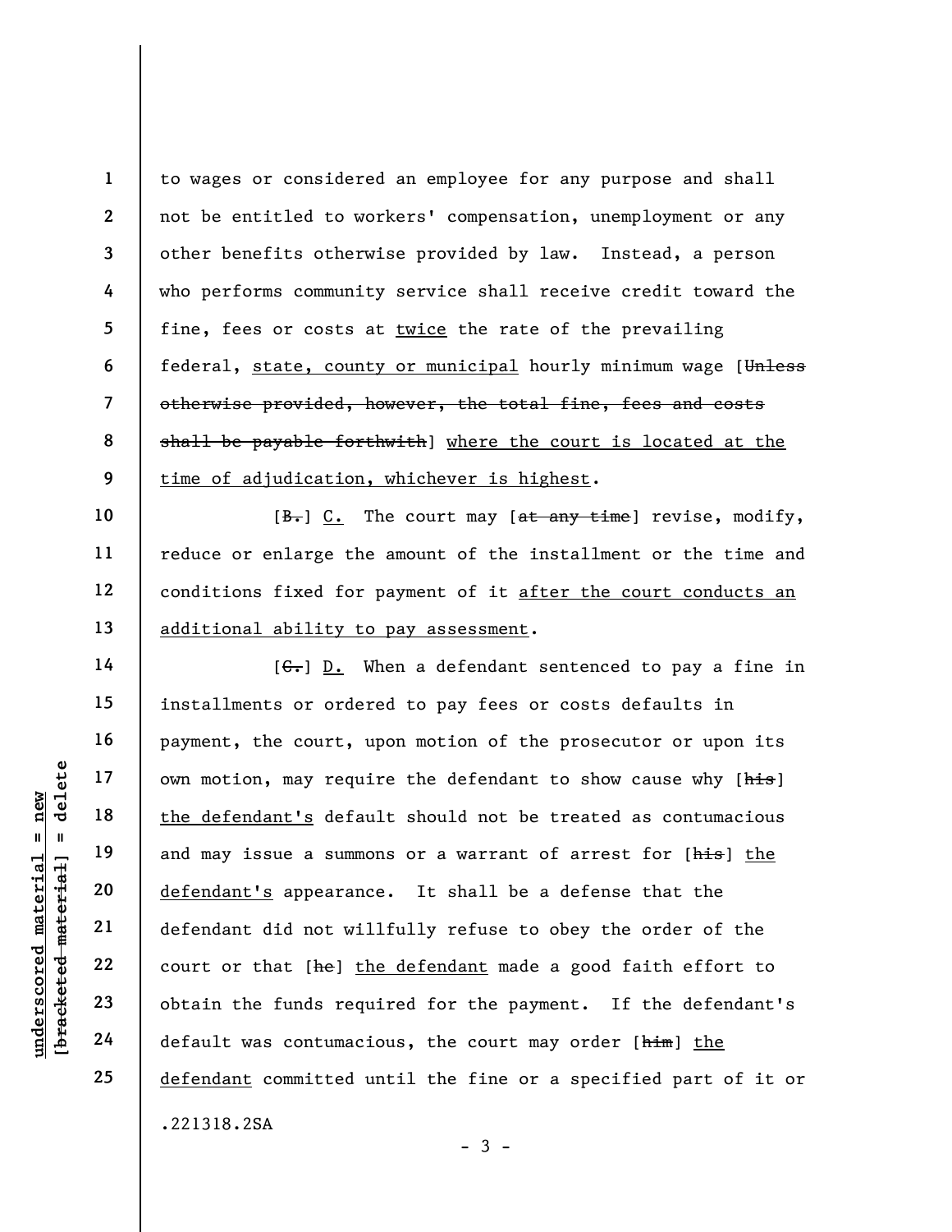to wages or considered an employee for any purpose and shall not be entitled to workers' compensation, unemployment or any other benefits otherwise provided by law. Instead, a person who performs community service shall receive credit toward the fine, fees or costs at <u>twice</u> the rate of the prevailing federal, <u>state, county or municipal</u> hourly minimum wage [~~Unless otherwise provided, however, the total fine, fees and costs shall be payable forthwith~~] <u>where the court is located at the time of adjudication, whichever is highest</u>.

[~~B.~~] <u>C.</u> The court may [~~at any time~~] revise, modify, reduce or enlarge the amount of the installment or the time and conditions fixed for payment of it <u>after the court conducts an additional ability to pay assessment</u>.

[~~C.~~] <u>D.</u> When a defendant sentenced to pay a fine in installments or ordered to pay fees or costs defaults in payment, the court, upon motion of the prosecutor or upon its own motion, may require the defendant to show cause why [~~his~~] <u>the defendant's</u> default should not be treated as contumacious and may issue a summons or a warrant of arrest for [~~his~~] <u>the defendant's</u> appearance. It shall be a defense that the defendant did not willfully refuse to obey the order of the court or that [~~he~~] <u>the defendant</u> made a good faith effort to obtain the funds required for the payment. If the defendant's default was contumacious, the court may order [~~him~~] <u>the defendant</u> committed until the fine or a specified part of it or

.221318.2SA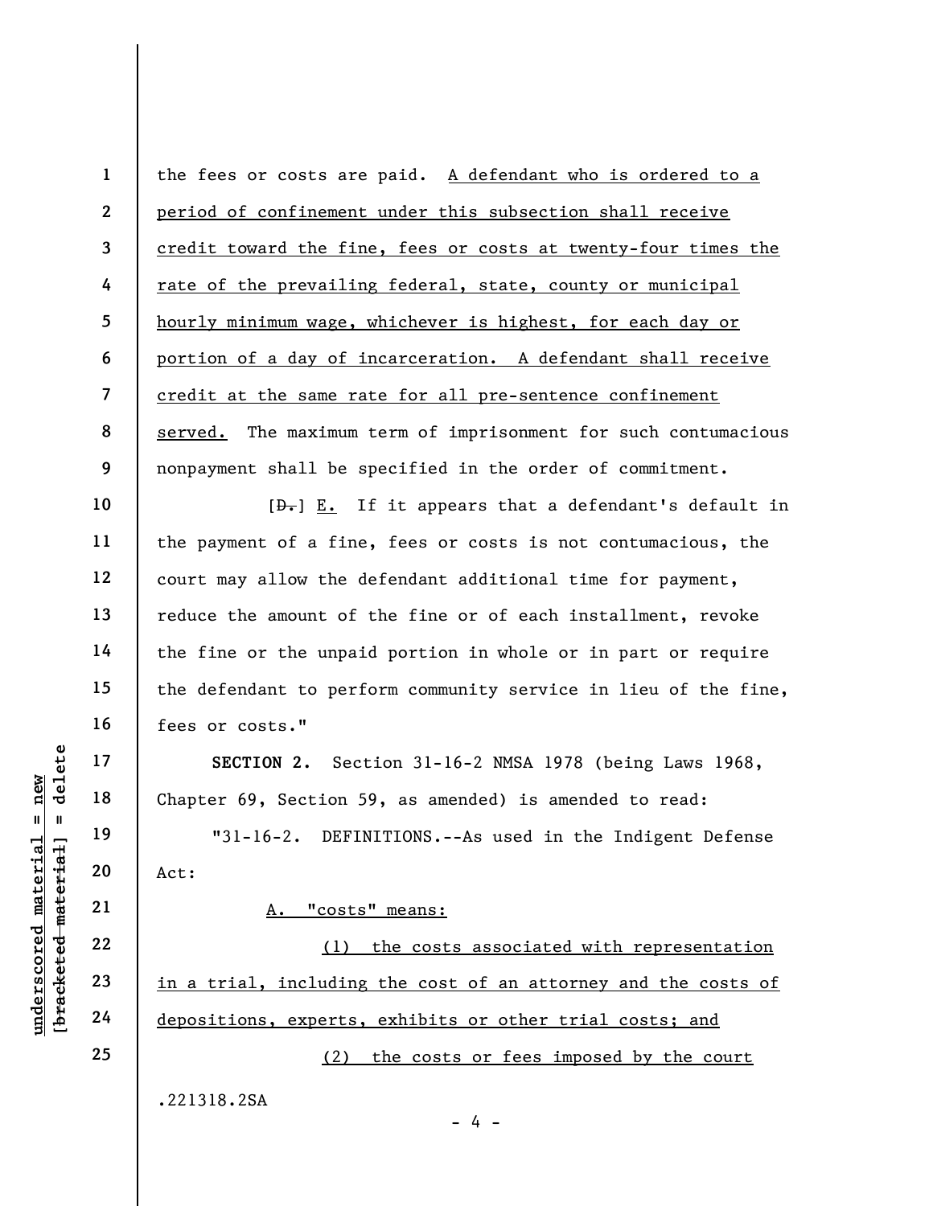the fees or costs are paid. A defendant who is ordered to a period of confinement under this subsection shall receive credit toward the fine, fees or costs at twenty-four times the rate of the prevailing federal, state, county or municipal hourly minimum wage, whichever is highest, for each day or portion of a day of incarceration. A defendant shall receive credit at the same rate for all pre-sentence confinement served. The maximum term of imprisonment for such contumacious nonpayment shall be specified in the order of commitment.

[D.] E. If it appears that a defendant's default in the payment of a fine, fees or costs is not contumacious, the court may allow the defendant additional time for payment, reduce the amount of the fine or of each installment, revoke the fine or the unpaid portion in whole or in part or require the defendant to perform community service in lieu of the fine, fees or costs."

**SECTION 2.** Section 31-16-2 NMSA 1978 (being Laws 1968, Chapter 69, Section 59, as amended) is amended to read:

"31-16-2. DEFINITIONS.--As used in the Indigent Defense Act:

A. "costs" means:

(1) the costs associated with representation in a trial, including the cost of an attorney and the costs of depositions, experts, exhibits or other trial costs; and

(2) the costs or fees imposed by the court

.221318.2SA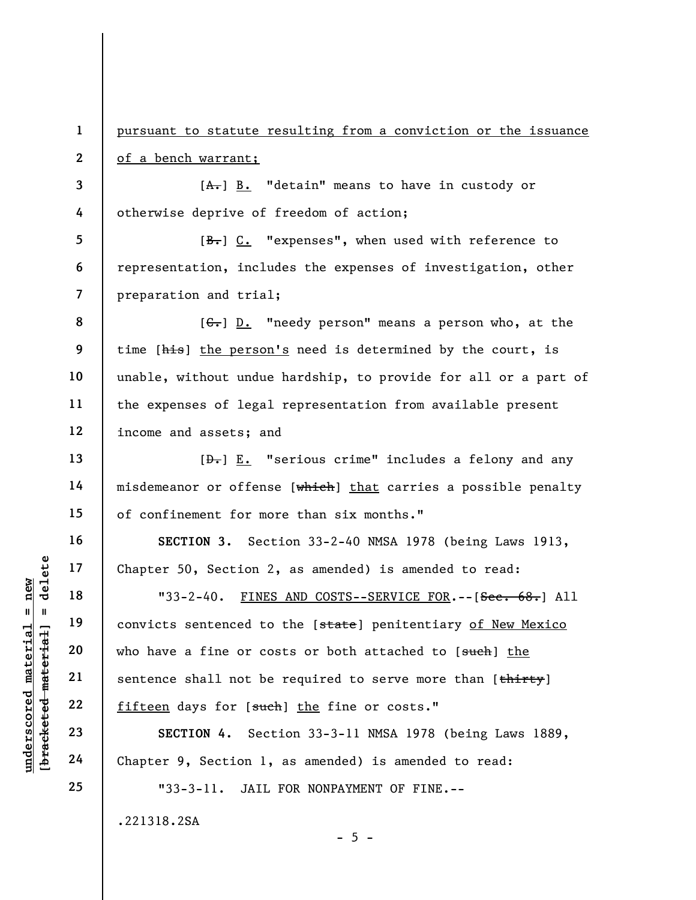pursuant to statute resulting from a conviction or the issuance of a bench warrant;

[A.] B. "detain" means to have in custody or otherwise deprive of freedom of action;

[B.] C. "expenses", when used with reference to representation, includes the expenses of investigation, other preparation and trial;

[C.] D. "needy person" means a person who, at the time [his] the person's need is determined by the court, is unable, without undue hardship, to provide for all or a part of the expenses of legal representation from available present income and assets; and

[D.] E. "serious crime" includes a felony and any misdemeanor or offense [which] that carries a possible penalty of confinement for more than six months."

**SECTION 3.** Section 33-2-40 NMSA 1978 (being Laws 1913, Chapter 50, Section 2, as amended) is amended to read:

"33-2-40. FINES AND COSTS--SERVICE FOR.--[Sec. 68.] All convicts sentenced to the [state] penitentiary of New Mexico who have a fine or costs or both attached to [such] the sentence shall not be required to serve more than [thirty] fifteen days for [such] the fine or costs."

**SECTION 4.** Section 33-3-11 NMSA 1978 (being Laws 1889, Chapter 9, Section 1, as amended) is amended to read:

"33-3-11. JAIL FOR NONPAYMENT OF FINE.--

.221318.2SA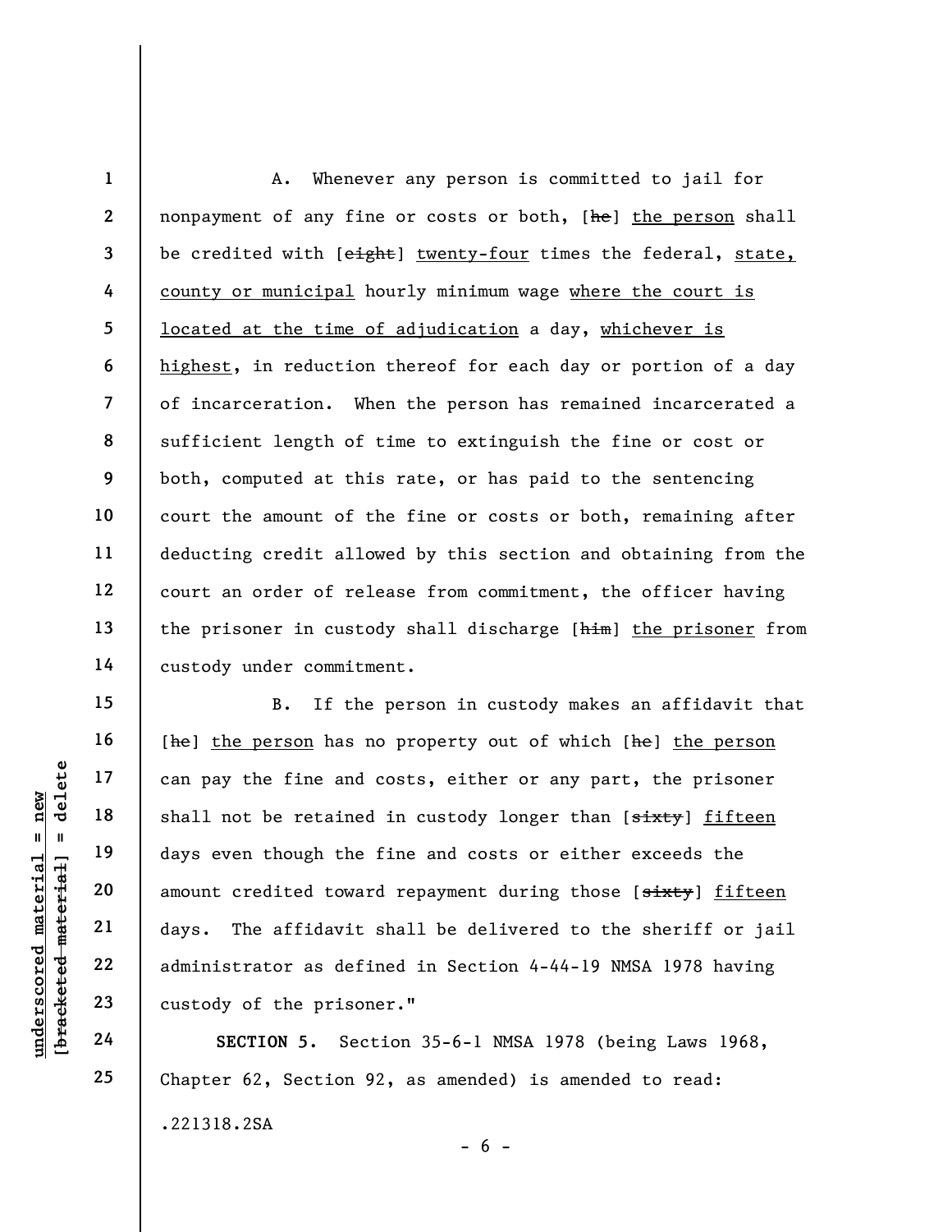A. Whenever any person is committed to jail for nonpayment of any fine or costs or both, [~~he~~] the person shall be credited with [~~eight~~] twenty-four times the federal, state, county or municipal hourly minimum wage where the court is located at the time of adjudication a day, whichever is highest, in reduction thereof for each day or portion of a day of incarceration. When the person has remained incarcerated a sufficient length of time to extinguish the fine or cost or both, computed at this rate, or has paid to the sentencing court the amount of the fine or costs or both, remaining after deducting credit allowed by this section and obtaining from the court an order of release from commitment, the officer having the prisoner in custody shall discharge [~~him~~] the prisoner from custody under commitment.

B. If the person in custody makes an affidavit that [~~he~~] the person has no property out of which [~~he~~] the person can pay the fine and costs, either or any part, the prisoner shall not be retained in custody longer than [~~sixty~~] fifteen days even though the fine and costs or either exceeds the amount credited toward repayment during those [~~sixty~~] fifteen days. The affidavit shall be delivered to the sheriff or jail administrator as defined in Section 4-44-19 NMSA 1978 having custody of the prisoner."

**SECTION 5.** Section 35-6-1 NMSA 1978 (being Laws 1968, Chapter 62, Section 92, as amended) is amended to read:

.221318.2SA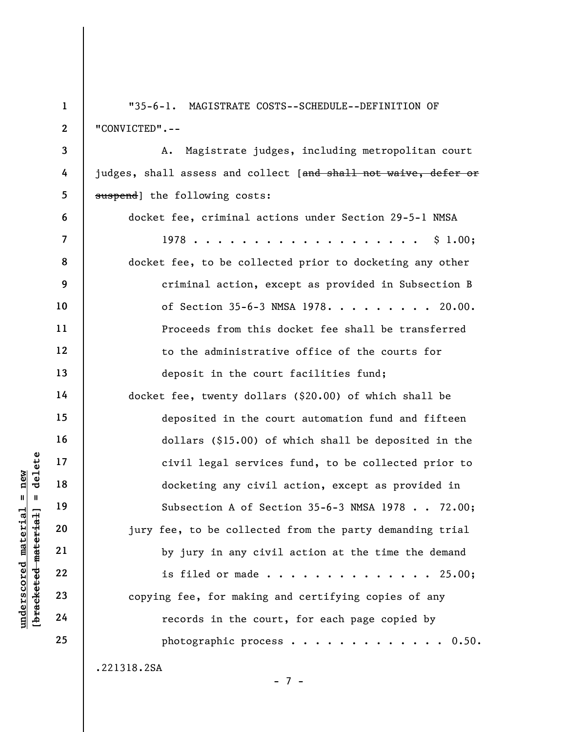"35-6-1. MAGISTRATE COSTS--SCHEDULE--DEFINITION OF "CONVICTED".--

A. Magistrate judges, including metropolitan court judges, shall assess and collect [~~and shall not waive, defer or suspend~~] the following costs:

docket fee, criminal actions under Section 29-5-1 NMSA 1978 . . . . . . . . . . . . . . . . . . . . $ 1.00;

docket fee, to be collected prior to docketing any other criminal action, except as provided in Subsection B of Section 35-6-3 NMSA 1978. . . . . . . . . 20.00. Proceeds from this docket fee shall be transferred to the administrative office of the courts for deposit in the court facilities fund;

docket fee, twenty dollars ($20.00) of which shall be deposited in the court automation fund and fifteen dollars ($15.00) of which shall be deposited in the civil legal services fund, to be collected prior to docketing any civil action, except as provided in Subsection A of Section 35-6-3 NMSA 1978 . . 72.00;

jury fee, to be collected from the party demanding trial by jury in any civil action at the time the demand is filed or made . . . . . . . . . . . . . . 25.00;

copying fee, for making and certifying copies of any records in the court, for each page copied by photographic process . . . . . . . . . . . . . 0.50.

.221318.2SA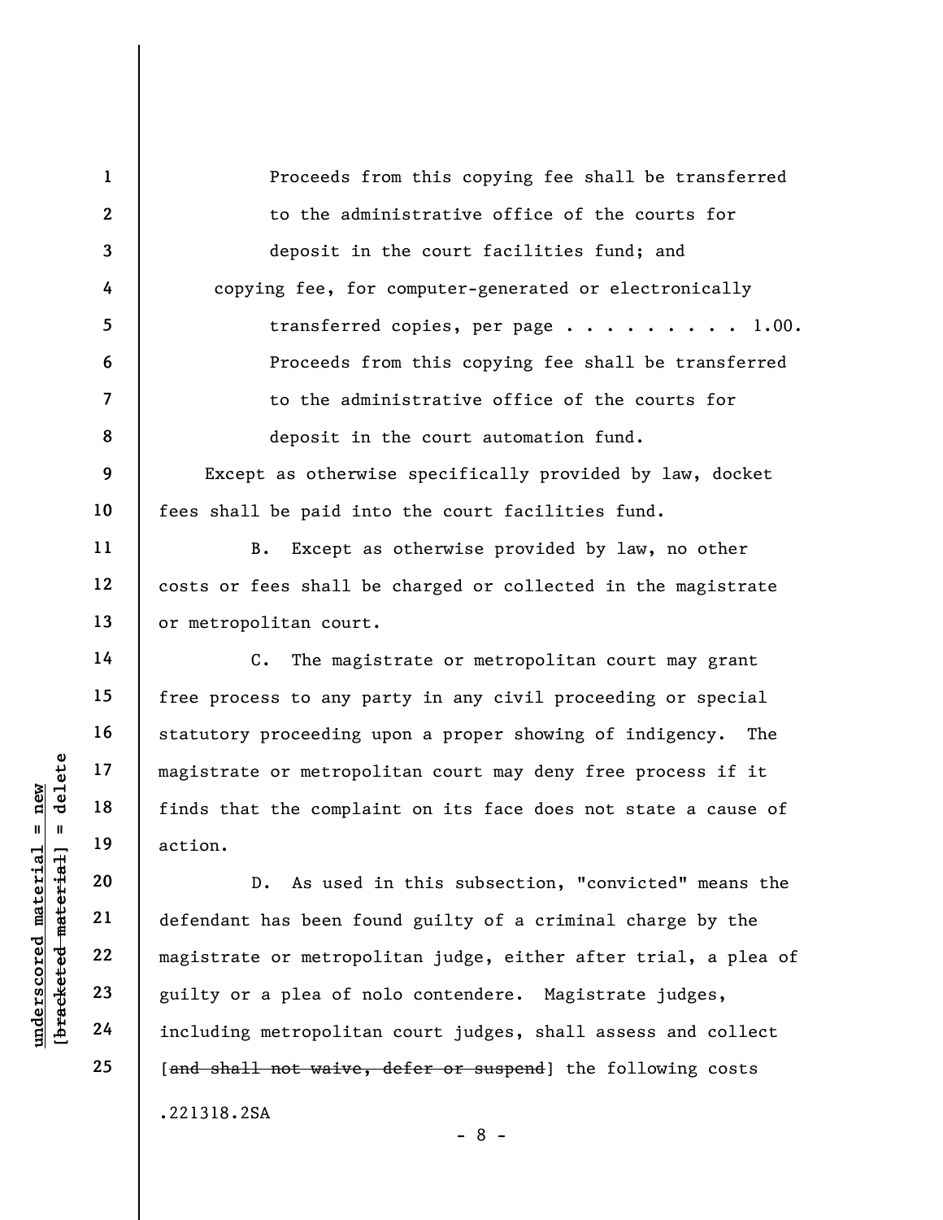Proceeds from this copying fee shall be transferred to the administrative office of the courts for deposit in the court facilities fund; and

copying fee, for computer-generated or electronically transferred copies, per page . . . . . . . . . 1.00.

Proceeds from this copying fee shall be transferred to the administrative office of the courts for deposit in the court automation fund.

Except as otherwise specifically provided by law, docket fees shall be paid into the court facilities fund.

B. Except as otherwise provided by law, no other costs or fees shall be charged or collected in the magistrate or metropolitan court.

C. The magistrate or metropolitan court may grant free process to any party in any civil proceeding or special statutory proceeding upon a proper showing of indigency. The magistrate or metropolitan court may deny free process if it finds that the complaint on its face does not state a cause of action.

D. As used in this subsection, "convicted" means the defendant has been found guilty of a criminal charge by the magistrate or metropolitan judge, either after trial, a plea of guilty or a plea of nolo contendere. Magistrate judges, including metropolitan court judges, shall assess and collect [~~and shall not waive, defer or suspend~~] the following costs

.221318.2SA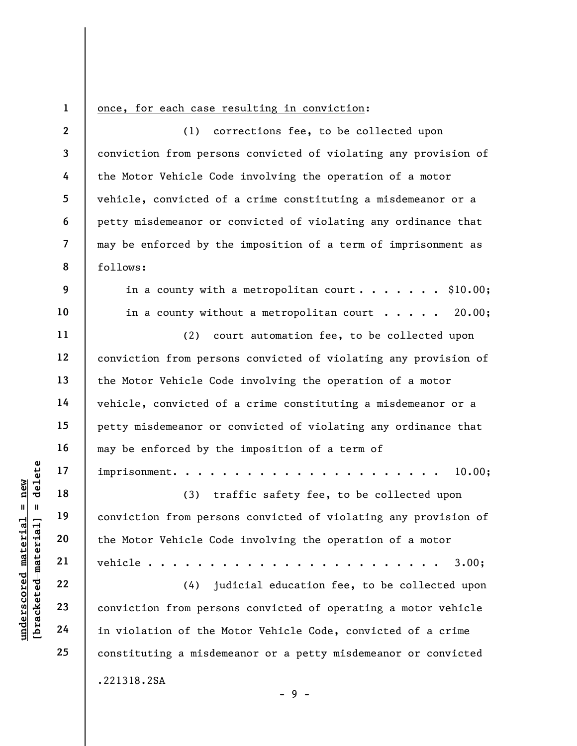once, for each case resulting in conviction:

(1) corrections fee, to be collected upon conviction from persons convicted of violating any provision of the Motor Vehicle Code involving the operation of a motor vehicle, convicted of a crime constituting a misdemeanor or a petty misdemeanor or convicted of violating any ordinance that may be enforced by the imposition of a term of imprisonment as follows:

in a county with a metropolitan court . . . . . . . $10.00;

in a county without a metropolitan court . . . . . 20.00;

(2) court automation fee, to be collected upon conviction from persons convicted of violating any provision of the Motor Vehicle Code involving the operation of a motor vehicle, convicted of a crime constituting a misdemeanor or a petty misdemeanor or convicted of violating any ordinance that may be enforced by the imposition of a term of imprisonment. . . . . . . . . . . . . . . . . . . . . 10.00;

(3) traffic safety fee, to be collected upon conviction from persons convicted of violating any provision of the Motor Vehicle Code involving the operation of a motor vehicle . . . . . . . . . . . . . . . . . . . . . . . 3.00;

(4) judicial education fee, to be collected upon conviction from persons convicted of operating a motor vehicle in violation of the Motor Vehicle Code, convicted of a crime constituting a misdemeanor or a petty misdemeanor or convicted

.221318.2SA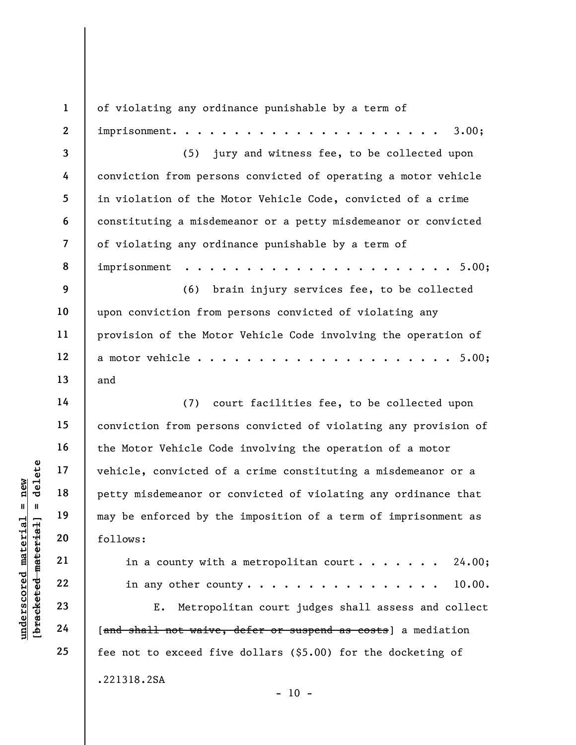of violating any ordinance punishable by a term of imprisonment. . . . . . . . . . . . . . . . . . . . . 3.00;

(5) jury and witness fee, to be collected upon conviction from persons convicted of operating a motor vehicle in violation of the Motor Vehicle Code, convicted of a crime constituting a misdemeanor or a petty misdemeanor or convicted of violating any ordinance punishable by a term of imprisonment . . . . . . . . . . . . . . . . . . . . . 5.00;

(6) brain injury services fee, to be collected upon conviction from persons convicted of violating any provision of the Motor Vehicle Code involving the operation of a motor vehicle . . . . . . . . . . . . . . . . . . . . . 5.00; and

(7) court facilities fee, to be collected upon conviction from persons convicted of violating any provision of the Motor Vehicle Code involving the operation of a motor vehicle, convicted of a crime constituting a misdemeanor or a petty misdemeanor or convicted of violating any ordinance that may be enforced by the imposition of a term of imprisonment as follows:

in a county with a metropolitan court . . . . . . . 24.00;

in any other county . . . . . . . . . . . . . . . . 10.00.

E. Metropolitan court judges shall assess and collect [~~and shall not waive, defer or suspend as costs~~] a mediation fee not to exceed five dollars ($5.00) for the docketing of

.221318.2SA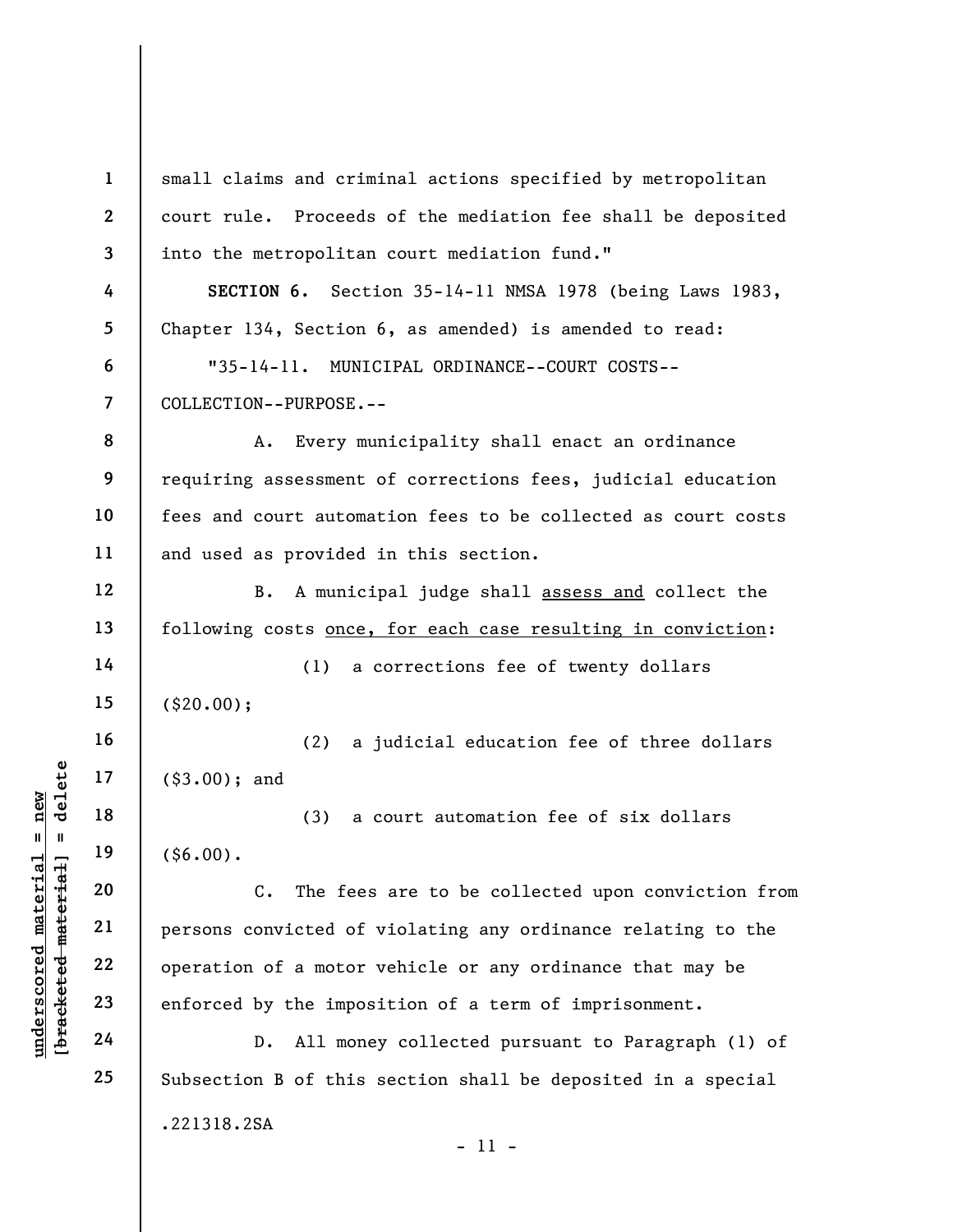small claims and criminal actions specified by metropolitan court rule. Proceeds of the mediation fee shall be deposited into the metropolitan court mediation fund."

**SECTION 6.** Section 35-14-11 NMSA 1978 (being Laws 1983, Chapter 134, Section 6, as amended) is amended to read:

"35-14-11. MUNICIPAL ORDINANCE--COURT COSTS--COLLECTION--PURPOSE.--

A. Every municipality shall enact an ordinance requiring assessment of corrections fees, judicial education fees and court automation fees to be collected as court costs and used as provided in this section.

B. A municipal judge shall <u>assess and</u> collect the following costs <u>once, for each case resulting in conviction</u>:

(1) a corrections fee of twenty dollars ($20.00);

(2) a judicial education fee of three dollars ($3.00); and

(3) a court automation fee of six dollars ($6.00).

C. The fees are to be collected upon conviction from persons convicted of violating any ordinance relating to the operation of a motor vehicle or any ordinance that may be enforced by the imposition of a term of imprisonment.

D. All money collected pursuant to Paragraph (1) of Subsection B of this section shall be deposited in a special

.221318.2SA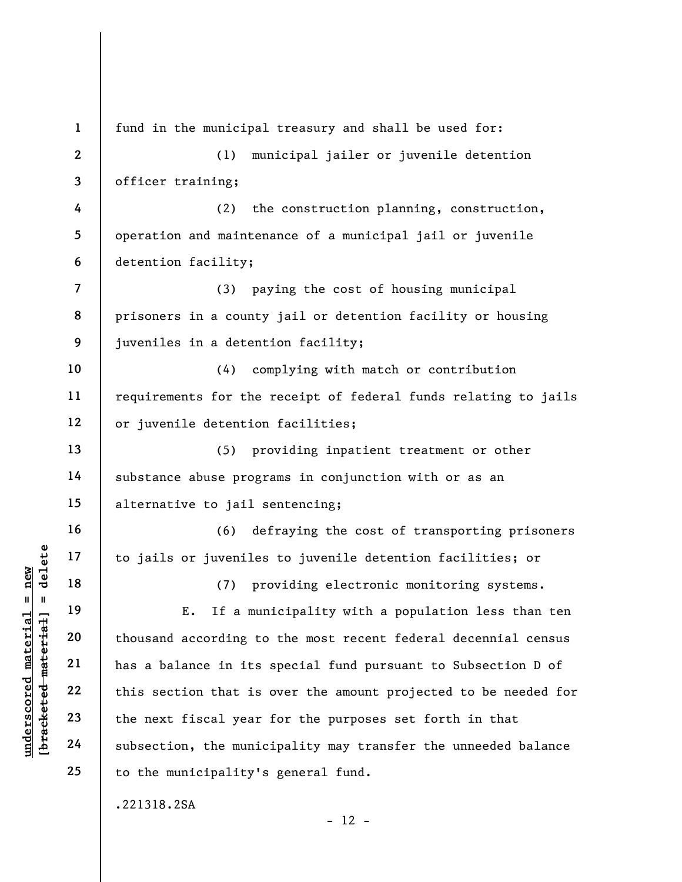fund in the municipal treasury and shall be used for:

(1) municipal jailer or juvenile detention officer training;

(2) the construction planning, construction, operation and maintenance of a municipal jail or juvenile detention facility;

(3) paying the cost of housing municipal prisoners in a county jail or detention facility or housing juveniles in a detention facility;

(4) complying with match or contribution requirements for the receipt of federal funds relating to jails or juvenile detention facilities;

(5) providing inpatient treatment or other substance abuse programs in conjunction with or as an alternative to jail sentencing;

(6) defraying the cost of transporting prisoners to jails or juveniles to juvenile detention facilities; or

(7) providing electronic monitoring systems.

E. If a municipality with a population less than ten thousand according to the most recent federal decennial census has a balance in its special fund pursuant to Subsection D of this section that is over the amount projected to be needed for the next fiscal year for the purposes set forth in that subsection, the municipality may transfer the unneeded balance to the municipality's general fund.

.221318.2SA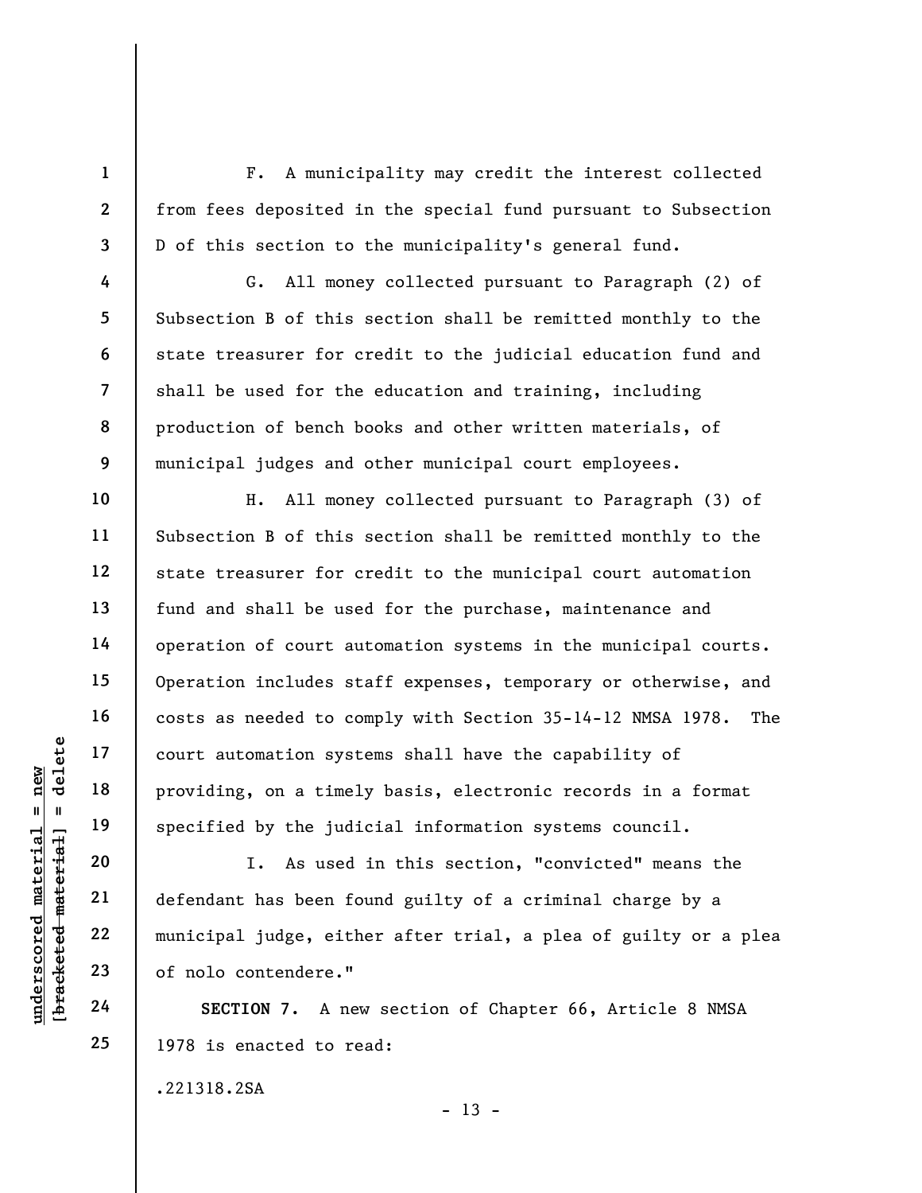F. A municipality may credit the interest collected from fees deposited in the special fund pursuant to Subsection D of this section to the municipality's general fund.

G. All money collected pursuant to Paragraph (2) of Subsection B of this section shall be remitted monthly to the state treasurer for credit to the judicial education fund and shall be used for the education and training, including production of bench books and other written materials, of municipal judges and other municipal court employees.

H. All money collected pursuant to Paragraph (3) of Subsection B of this section shall be remitted monthly to the state treasurer for credit to the municipal court automation fund and shall be used for the purchase, maintenance and operation of court automation systems in the municipal courts. Operation includes staff expenses, temporary or otherwise, and costs as needed to comply with Section 35-14-12 NMSA 1978. The court automation systems shall have the capability of providing, on a timely basis, electronic records in a format specified by the judicial information systems council.

I. As used in this section, "convicted" means the defendant has been found guilty of a criminal charge by a municipal judge, either after trial, a plea of guilty or a plea of nolo contendere."

**SECTION 7.** A new section of Chapter 66, Article 8 NMSA 1978 is enacted to read:

.221318.2SA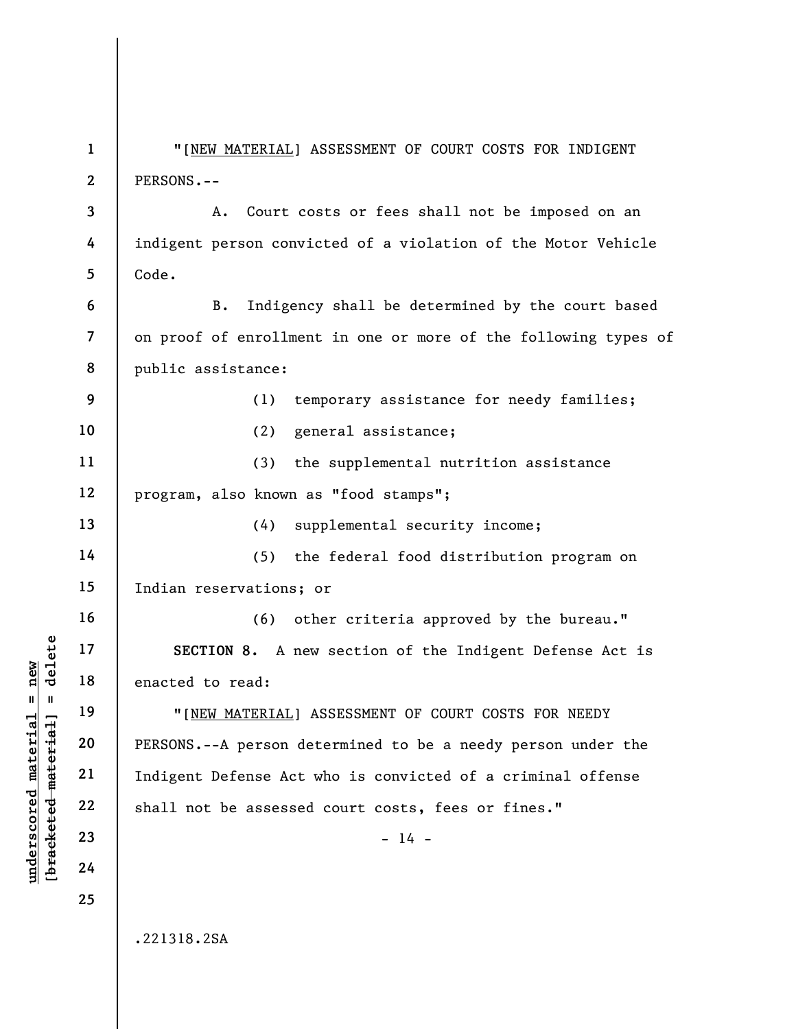"[NEW MATERIAL] ASSESSMENT OF COURT COSTS FOR INDIGENT PERSONS.--

A. Court costs or fees shall not be imposed on an indigent person convicted of a violation of the Motor Vehicle Code.

B. Indigency shall be determined by the court based on proof of enrollment in one or more of the following types of public assistance:

(1) temporary assistance for needy families;

(2) general assistance;

(3) the supplemental nutrition assistance program, also known as "food stamps";

(4) supplemental security income;

(5) the federal food distribution program on Indian reservations; or

(6) other criteria approved by the bureau."

**SECTION 8.** A new section of the Indigent Defense Act is enacted to read:

"[NEW MATERIAL] ASSESSMENT OF COURT COSTS FOR NEEDY PERSONS.--A person determined to be a needy person under the Indigent Defense Act who is convicted of a criminal offense shall not be assessed court costs, fees or fines."

.221318.2SA